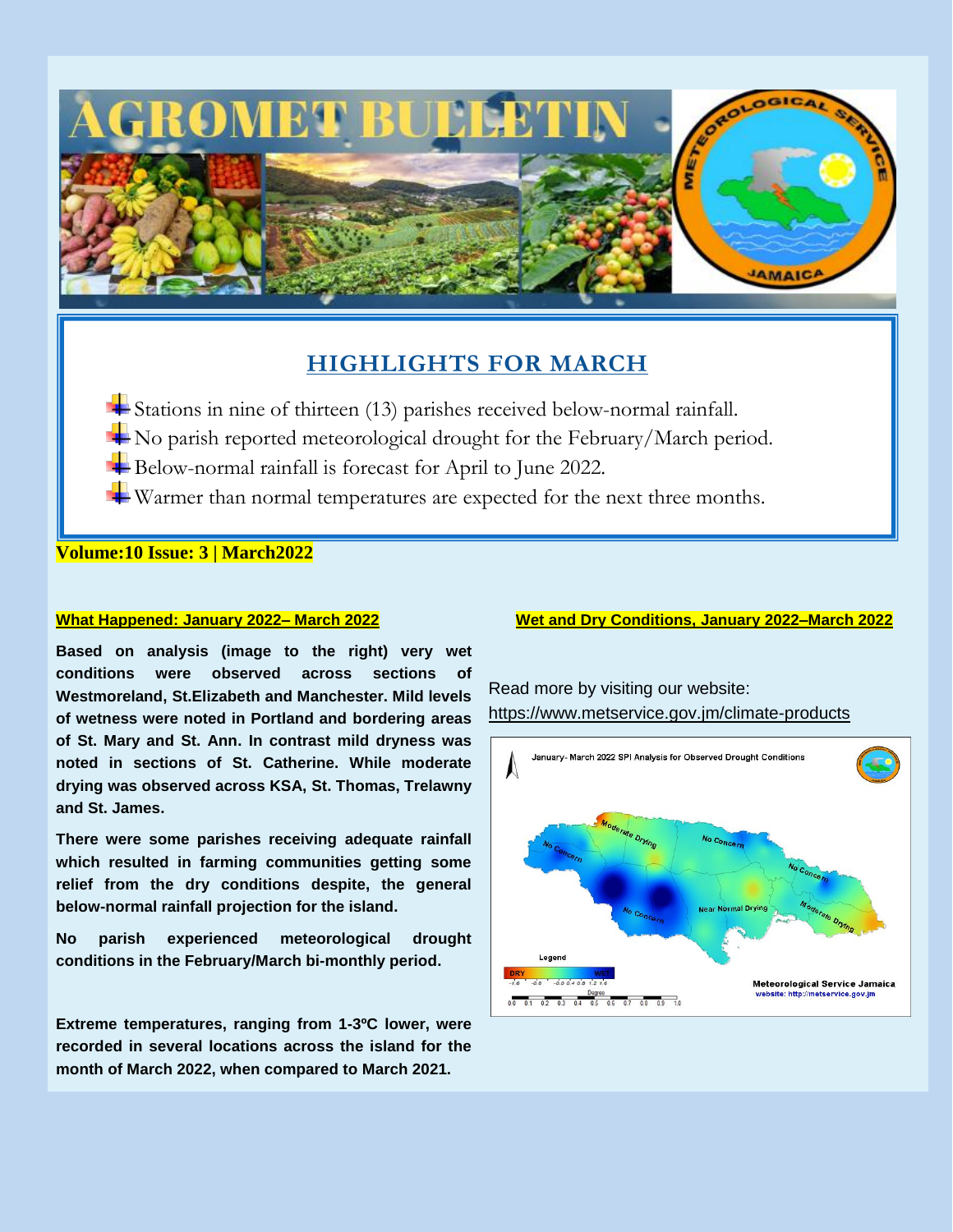# AGROMET BULLETIN

## HIGHLIGHTS FOR MARCH

- Stations in nine of thirteen (13) parishes received below-normal rainfall.
- No parish reported meteorological drought for the February/March period.
- Below-normal rainfall is forecast for April to June 2022.
- Warmer than normal temperatures are expected for the next three months.

**Volume:10 Issue: 3 | March2022**

### What Happened: January 2022– March 2022

**Based on analysis (image to the right) very wet conditions were observed across sections of Westmoreland, St.Elizabeth and Manchester. Mild levels of wetness were noted in Portland and bordering areas of St. Mary and St. Ann. In contrast mild dryness was noted in sections of St. Catherine. While moderate drying was observed across KSA, St. Thomas, Trelawny and St. James.**

**There were some parishes receiving adequate rainfall which resulted in farming communities getting some relief from the dry conditions despite, the general below-normal rainfall projection for the island.**

**No parish experienced meteorological drought conditions in the February/March bi-monthly period.**

**Extreme temperatures, ranging from 1-3ºC lower, were recorded in several locations across the island for the month of March 2022, when compared to March 2021.**

### Wet and Dry Conditions, January 2022–March 2022

Read more by visiting our website: https://www.metservice.gov.jm/climate-products

January- March 2022 SPI Analysis for Observed Drought Conditions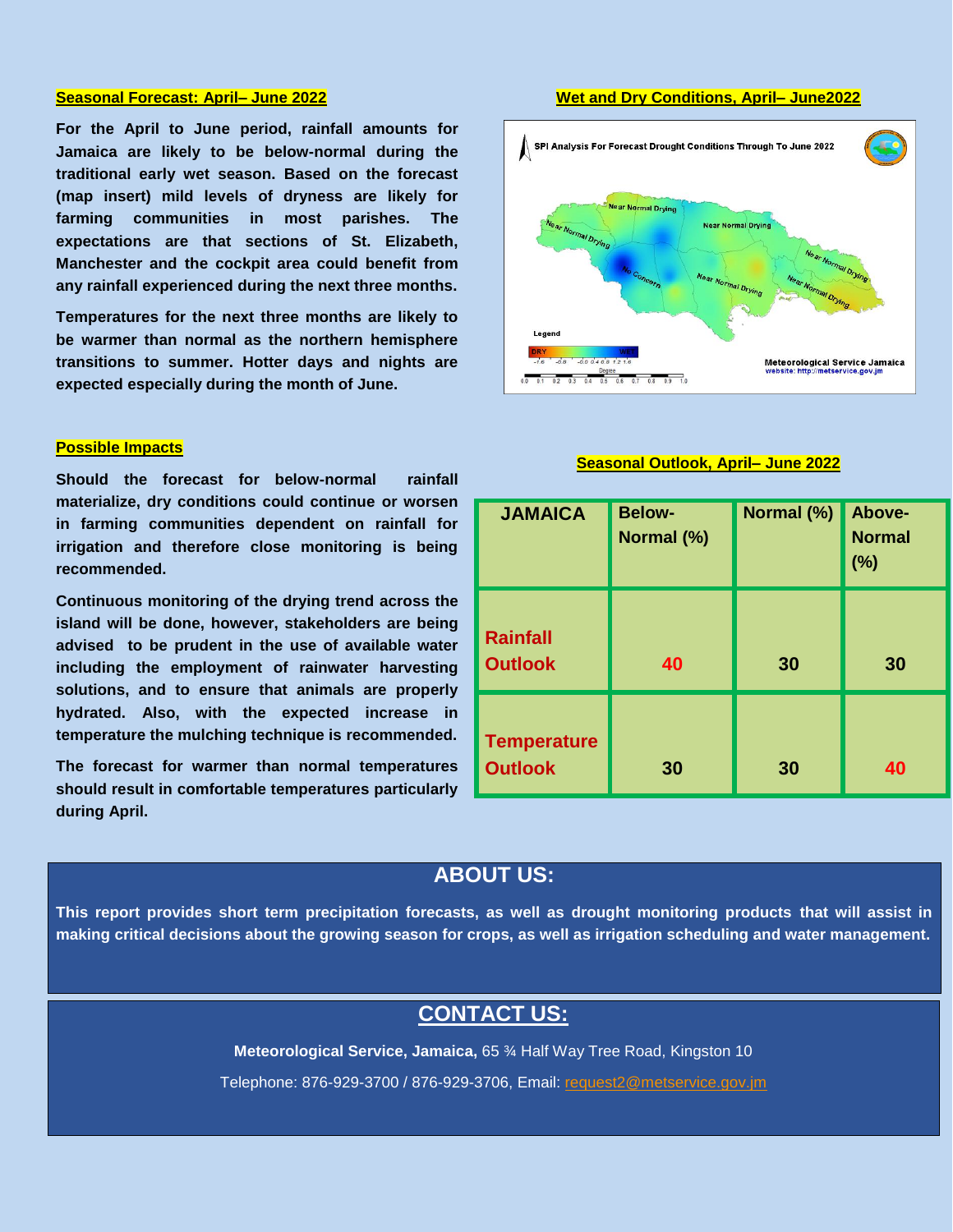## Seasonal Forecast: April– June 2022

**For the April to June period, rainfall amounts for Jamaica are likely to be below-normal during the traditional early wet season. Based on the forecast (map insert) mild levels of dryness are likely for farming communities in most parishes. The expectations are that sections of St. Elizabeth, Manchester and the cockpit area could benefit from any rainfall experienced during the next three months.**

**Temperatures for the next three months are likely to be warmer than normal as the northern hemisphere transitions to summer. Hotter days and nights are expected especially during the month of June.**

## Wet and Dry Conditions, April– June2022

SPI Analysis For Forecast Drought Conditions Through To June 2022

Near Normal Drying

Near Normal Drying

Near Normal Drying

No Concern

Near Normal Drying

Near Normal Drying

Near Normal Drying

Legend

DRY

WET

Meteorological Service Jamaica
website: http://metservice.gov.jm

## Possible Impacts

**Should the forecast for below-normal rainfall materialize, dry conditions could continue or worsen in farming communities dependent on rainfall for irrigation and therefore close monitoring is being recommended.**

**Continuous monitoring of the drying trend across the island will be done, however, stakeholders are being advised to be prudent in the use of available water including the employment of rainwater harvesting solutions, and to ensure that animals are properly hydrated. Also, with the expected increase in temperature the mulching technique is recommended.**

**The forecast for warmer than normal temperatures should result in comfortable temperatures particularly during April.**

## Seasonal Outlook, April– June 2022

| JAMAICA | Below-Normal (%) | Normal (%) | Above-Normal (%) |
|---|---|---|---|
| **Rainfall Outlook** | **40** | **30** | **30** |
| **Temperature Outlook** | **30** | **30** | **40** |

## ABOUT US:

**This report provides short term precipitation forecasts, as well as drought monitoring products that will assist in making critical decisions about the growing season for crops, as well as irrigation scheduling and water management.**

## CONTACT US:

**Meteorological Service, Jamaica,** 65 ¾ Half Way Tree Road, Kingston 10

Telephone: 876-929-3700 / 876-929-3706, Email: request2@metservice.gov.jm